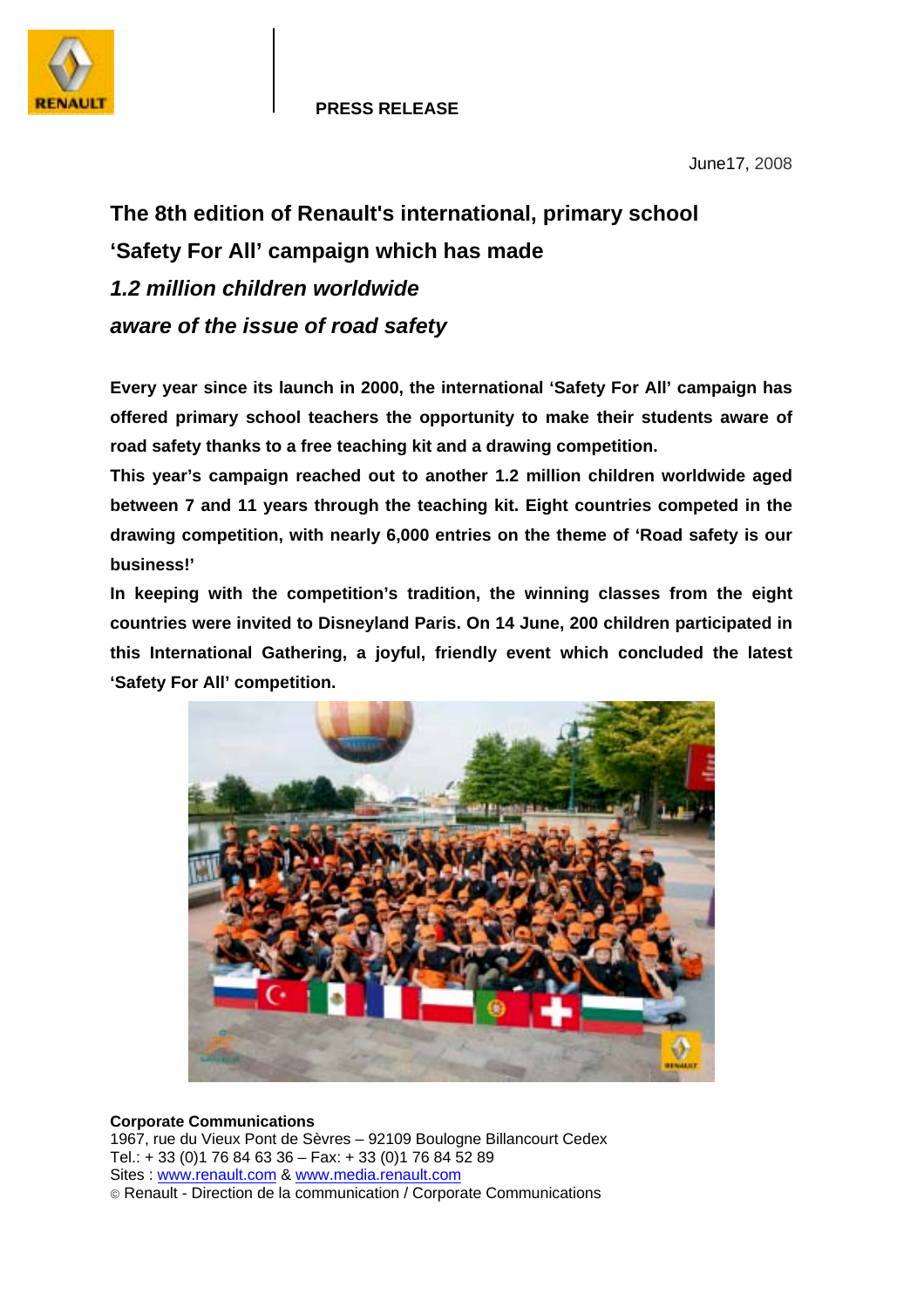**PRESS RELEASE**

June17, 2008

# The 8th edition of Renault's international, primary school 'Safety For All' campaign which has made *1.2 million children worldwide aware of the issue of road safety*

**Every year since its launch in 2000, the international 'Safety For All' campaign has offered primary school teachers the opportunity to make their students aware of road safety thanks to a free teaching kit and a drawing competition.**

**This year's campaign reached out to another 1.2 million children worldwide aged between 7 and 11 years through the teaching kit. Eight countries competed in the drawing competition, with nearly 6,000 entries on the theme of 'Road safety is our business!'**

**In keeping with the competition's tradition, the winning classes from the eight countries were invited to Disneyland Paris. On 14 June, 200 children participated in this International Gathering, a joyful, friendly event which concluded the latest 'Safety For All' competition.**

**Corporate Communications**
1967, rue du Vieux Pont de Sèvres – 92109 Boulogne Billancourt Cedex
Tel.: + 33 (0)1 76 84 63 36 – Fax: + 33 (0)1 76 84 52 89
Sites : www.renault.com & www.media.renault.com
© Renault - Direction de la communication / Corporate Communications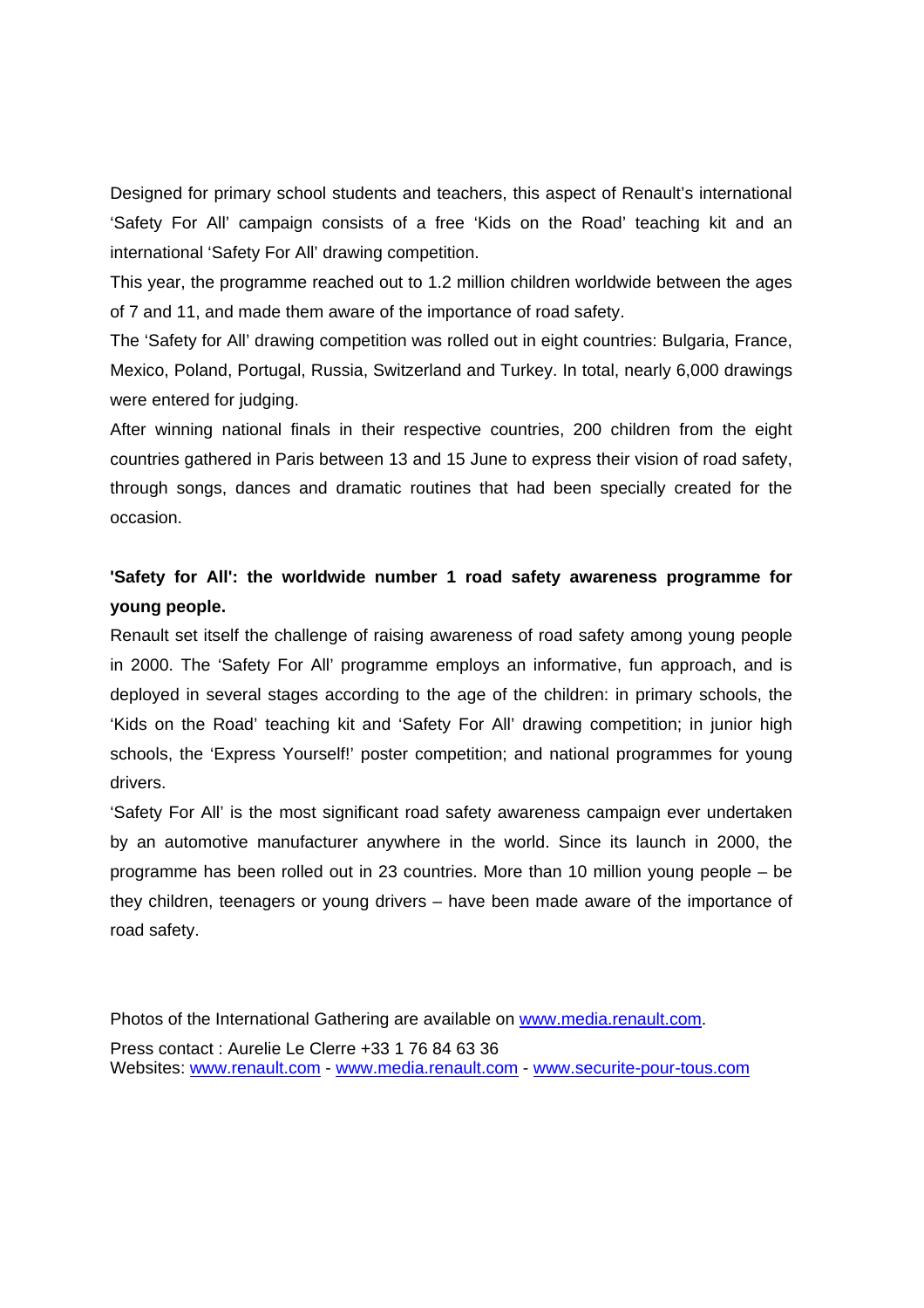Designed for primary school students and teachers, this aspect of Renault's international 'Safety For All' campaign consists of a free 'Kids on the Road' teaching kit and an international 'Safety For All' drawing competition.

This year, the programme reached out to 1.2 million children worldwide between the ages of 7 and 11, and made them aware of the importance of road safety.

The 'Safety for All' drawing competition was rolled out in eight countries: Bulgaria, France, Mexico, Poland, Portugal, Russia, Switzerland and Turkey. In total, nearly 6,000 drawings were entered for judging.

After winning national finals in their respective countries, 200 children from the eight countries gathered in Paris between 13 and 15 June to express their vision of road safety, through songs, dances and dramatic routines that had been specially created for the occasion.

**'Safety for All': the worldwide number 1 road safety awareness programme for young people.**

Renault set itself the challenge of raising awareness of road safety among young people in 2000. The 'Safety For All' programme employs an informative, fun approach, and is deployed in several stages according to the age of the children: in primary schools, the 'Kids on the Road' teaching kit and 'Safety For All' drawing competition; in junior high schools, the 'Express Yourself!' poster competition; and national programmes for young drivers.

'Safety For All' is the most significant road safety awareness campaign ever undertaken by an automotive manufacturer anywhere in the world. Since its launch in 2000, the programme has been rolled out in 23 countries. More than 10 million young people – be they children, teenagers or young drivers – have been made aware of the importance of road safety.

Photos of the International Gathering are available on www.media.renault.com.

Press contact : Aurelie Le Clerre +33 1 76 84 63 36
Websites: www.renault.com - www.media.renault.com - www.securite-pour-tous.com